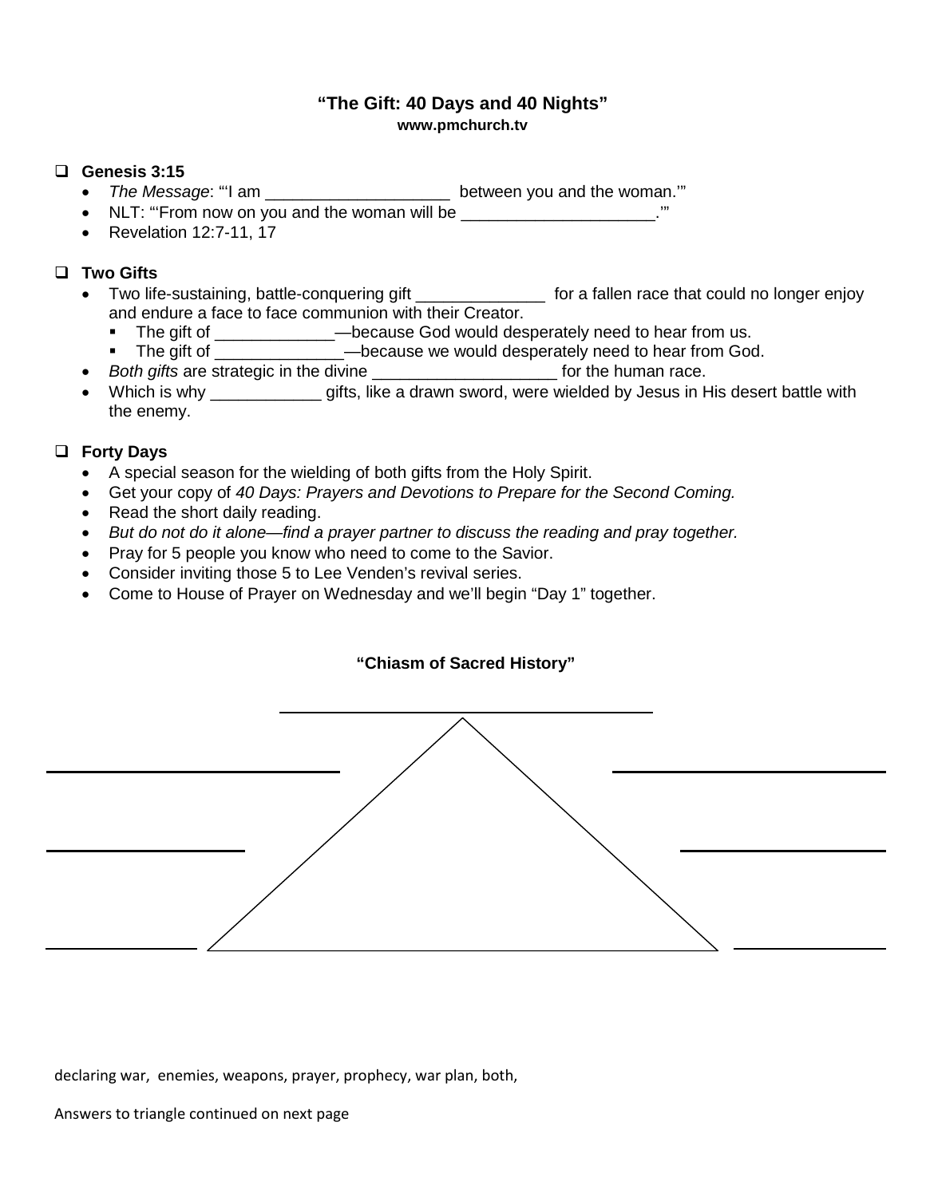# "The Gift: 40 Days and 40 Nights"

**www.pmchurch.tv**

## ❑ Genesis 3:15

- *The Message*: "'I am ____________________ between you and the woman.'"
- NLT: "'From now on you and the woman will be _____________________.'"
- Revelation 12:7-11, 17

## ❑ Two Gifts

- Two life-sustaining, battle-conquering gift ______________ for a fallen race that could no longer enjoy and endure a face to face communion with their Creator.
  - The gift of _____________—because God would desperately need to hear from us.
  - The gift of ______________—because we would desperately need to hear from God.
- *Both gifts* are strategic in the divine ____________________ for the human race.
- Which is why ____________ gifts, like a drawn sword, were wielded by Jesus in His desert battle with the enemy.

## ❑ Forty Days

- A special season for the wielding of both gifts from the Holy Spirit.
- Get your copy of *40 Days: Prayers and Devotions to Prepare for the Second Coming.*
- Read the short daily reading.
- *But do not do it alone—find a prayer partner to discuss the reading and pray together.*
- Pray for 5 people you know who need to come to the Savior.
- Consider inviting those 5 to Lee Venden's revival series.
- Come to House of Prayer on Wednesday and we'll begin "Day 1" together.

**"Chiasm of Sacred History"**

____________________

____________________ ____________________

____________________ ____________________

____________________ ____________________

declaring war, enemies, weapons, prayer, prophecy, war plan, both,

Answers to triangle continued on next page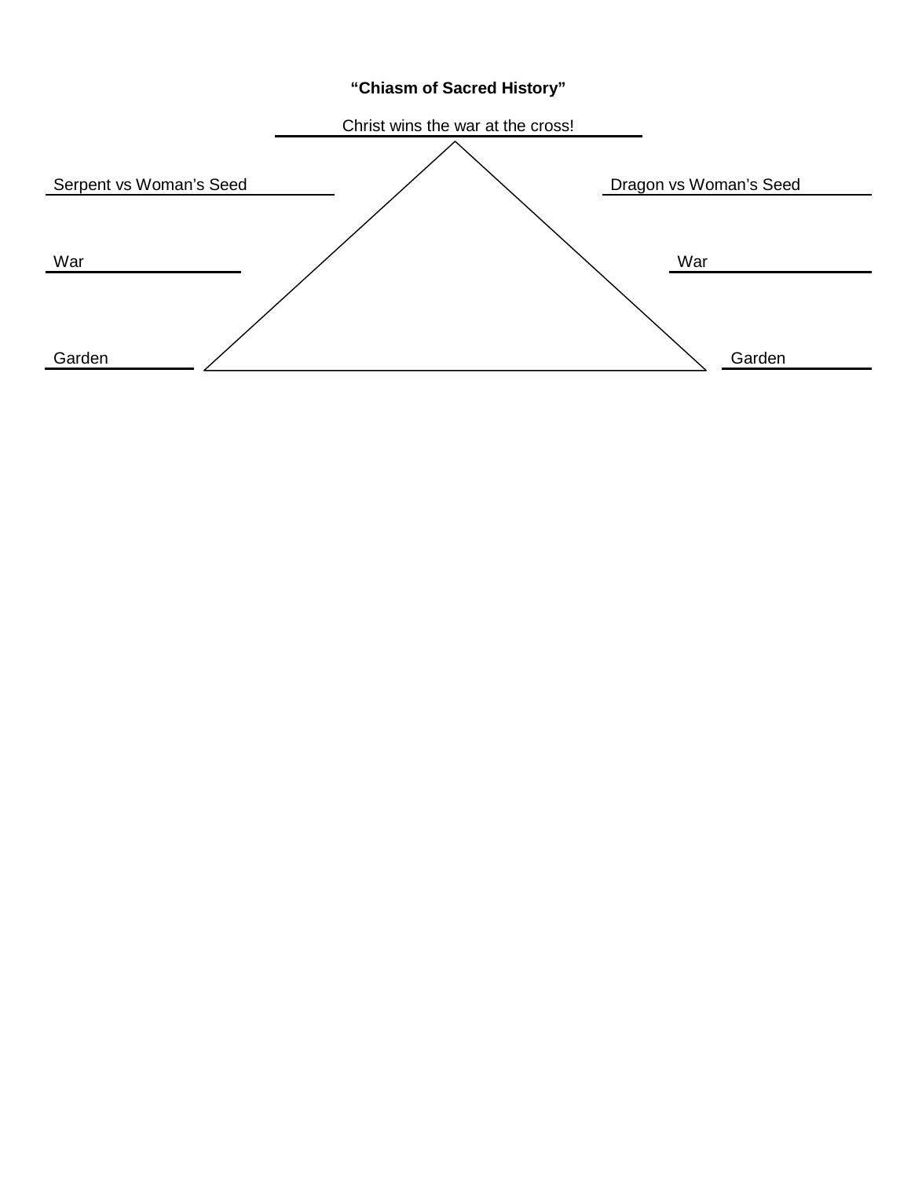**“Chiasm of Sacred History”**

Christ wins the war at the cross!

Serpent vs Woman’s Seed

Dragon vs Woman’s Seed

War

War

Garden

Garden